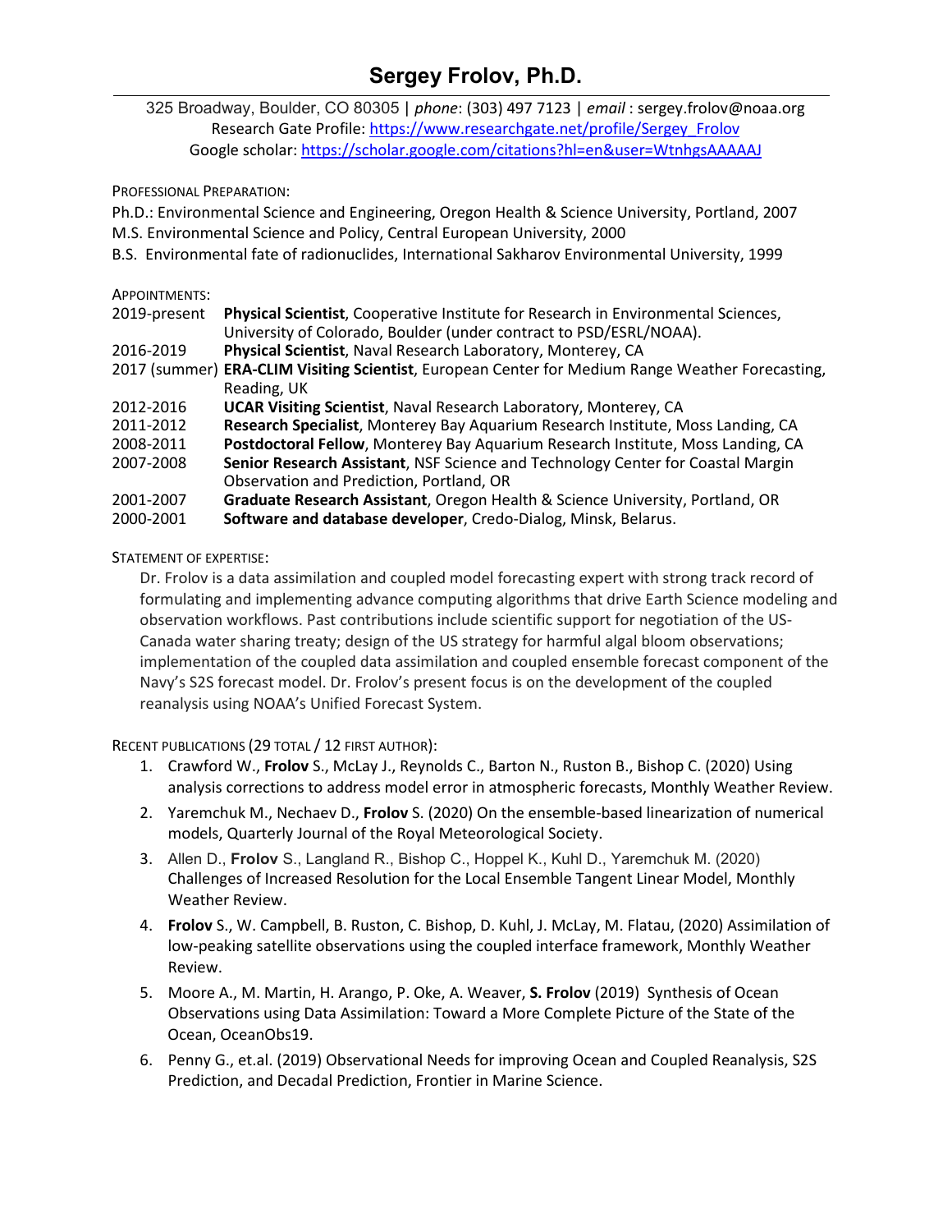# Sergey Frolov, Ph.D.

325 Broadway, Boulder, CO 80305 | *phone*: (303) 497 7123 | *email* : sergey.frolov@noaa.org
Research Gate Profile: [https://www.researchgate.net/profile/Sergey_Frolov](https://www.researchgate.net/profile/Sergey_Frolov)
Google scholar: [https://scholar.google.com/citations?hl=en&user=WtnhgsAAAAAJ](https://scholar.google.com/citations?hl=en&user=WtnhgsAAAAAJ)

## Professional Preparation:

Ph.D.: Environmental Science and Engineering, Oregon Health & Science University, Portland, 2007
M.S. Environmental Science and Policy, Central European University, 2000
B.S. Environmental fate of radionuclides, International Sakharov Environmental University, 1999

## Appointments:

| | |
|---|---|
| 2019-present | **Physical Scientist**, Cooperative Institute for Research in Environmental Sciences, University of Colorado, Boulder (under contract to PSD/ESRL/NOAA). |
| 2016-2019 | **Physical Scientist**, Naval Research Laboratory, Monterey, CA |
| 2017 (summer) | **ERA-CLIM Visiting Scientist**, European Center for Medium Range Weather Forecasting, Reading, UK |
| 2012-2016 | **UCAR Visiting Scientist**, Naval Research Laboratory, Monterey, CA |
| 2011-2012 | **Research Specialist**, Monterey Bay Aquarium Research Institute, Moss Landing, CA |
| 2008-2011 | **Postdoctoral Fellow**, Monterey Bay Aquarium Research Institute, Moss Landing, CA |
| 2007-2008 | **Senior Research Assistant**, NSF Science and Technology Center for Coastal Margin Observation and Prediction, Portland, OR |
| 2001-2007 | **Graduate Research Assistant**, Oregon Health & Science University, Portland, OR |
| 2000-2001 | **Software and database developer**, Credo-Dialog, Minsk, Belarus. |

## Statement of expertise:

Dr. Frolov is a data assimilation and coupled model forecasting expert with strong track record of formulating and implementing advance computing algorithms that drive Earth Science modeling and observation workflows. Past contributions include scientific support for negotiation of the US-Canada water sharing treaty; design of the US strategy for harmful algal bloom observations; implementation of the coupled data assimilation and coupled ensemble forecast component of the Navy's S2S forecast model. Dr. Frolov's present focus is on the development of the coupled reanalysis using NOAA's Unified Forecast System.

## Recent publications (29 total / 12 first author):

1. Crawford W., **Frolov** S., McLay J., Reynolds C., Barton N., Ruston B., Bishop C. (2020) Using analysis corrections to address model error in atmospheric forecasts, Monthly Weather Review.
2. Yaremchuk M., Nechaev D., **Frolov** S. (2020) On the ensemble-based linearization of numerical models, Quarterly Journal of the Royal Meteorological Society.
3. Allen D., **Frolov** S., Langland R., Bishop C., Hoppel K., Kuhl D., Yaremchuk M. (2020) Challenges of Increased Resolution for the Local Ensemble Tangent Linear Model, Monthly Weather Review.
4. **Frolov** S., W. Campbell, B. Ruston, C. Bishop, D. Kuhl, J. McLay, M. Flatau, (2020) Assimilation of low-peaking satellite observations using the coupled interface framework, Monthly Weather Review.
5. Moore A., M. Martin, H. Arango, P. Oke, A. Weaver, **S. Frolov** (2019) Synthesis of Ocean Observations using Data Assimilation: Toward a More Complete Picture of the State of the Ocean, OceanObs19.
6. Penny G., et.al. (2019) Observational Needs for improving Ocean and Coupled Reanalysis, S2S Prediction, and Decadal Prediction, Frontier in Marine Science.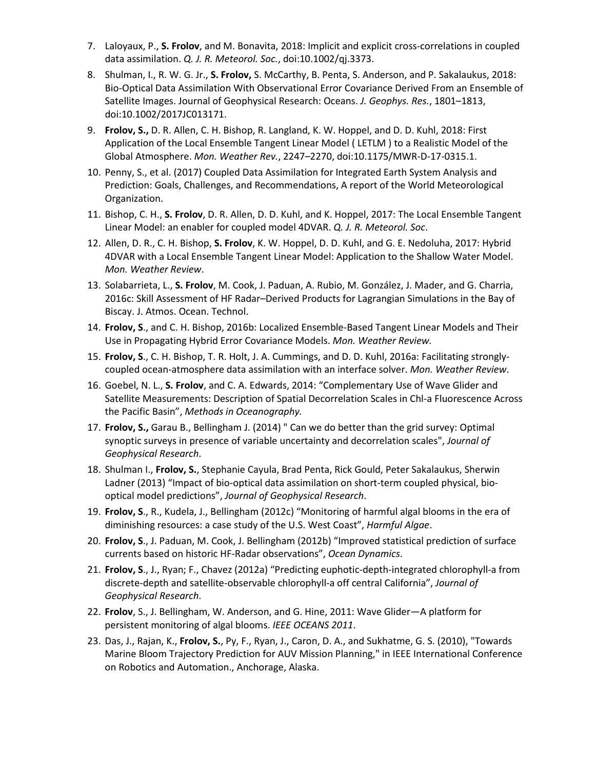7. Laloyaux, P., **S. Frolov**, and M. Bonavita, 2018: Implicit and explicit cross-correlations in coupled data assimilation. *Q. J. R. Meteorol. Soc.*, doi:10.1002/qj.3373.
8. Shulman, I., R. W. G. Jr., **S. Frolov,** S. McCarthy, B. Penta, S. Anderson, and P. Sakalaukus, 2018: Bio-Optical Data Assimilation With Observational Error Covariance Derived From an Ensemble of Satellite Images. Journal of Geophysical Research: Oceans. *J. Geophys. Res.*, 1801–1813, doi:10.1002/2017JC013171.
9. **Frolov, S.,** D. R. Allen, C. H. Bishop, R. Langland, K. W. Hoppel, and D. D. Kuhl, 2018: First Application of the Local Ensemble Tangent Linear Model ( LETLM ) to a Realistic Model of the Global Atmosphere. *Mon. Weather Rev.*, 2247–2270, doi:10.1175/MWR-D-17-0315.1.
10. Penny, S., et al. (2017) Coupled Data Assimilation for Integrated Earth System Analysis and Prediction: Goals, Challenges, and Recommendations, A report of the World Meteorological Organization.
11. Bishop, C. H., **S. Frolov**, D. R. Allen, D. D. Kuhl, and K. Hoppel, 2017: The Local Ensemble Tangent Linear Model: an enabler for coupled model 4DVAR. *Q. J. R. Meteorol. Soc*.
12. Allen, D. R., C. H. Bishop, **S. Frolov**, K. W. Hoppel, D. D. Kuhl, and G. E. Nedoluha, 2017: Hybrid 4DVAR with a Local Ensemble Tangent Linear Model: Application to the Shallow Water Model. *Mon. Weather Review*.
13. Solabarrieta, L., **S. Frolov**, M. Cook, J. Paduan, A. Rubio, M. González, J. Mader, and G. Charria, 2016c: Skill Assessment of HF Radar–Derived Products for Lagrangian Simulations in the Bay of Biscay. J. Atmos. Ocean. Technol.
14. **Frolov, S**., and C. H. Bishop, 2016b: Localized Ensemble-Based Tangent Linear Models and Their Use in Propagating Hybrid Error Covariance Models. *Mon. Weather Review.*
15. **Frolov, S**., C. H. Bishop, T. R. Holt, J. A. Cummings, and D. D. Kuhl, 2016a: Facilitating strongly-coupled ocean-atmosphere data assimilation with an interface solver. *Mon. Weather Review*.
16. Goebel, N. L., **S. Frolov**, and C. A. Edwards, 2014: "Complementary Use of Wave Glider and Satellite Measurements: Description of Spatial Decorrelation Scales in Chl-a Fluorescence Across the Pacific Basin", *Methods in Oceanography.*
17. **Frolov, S.,** Garau B., Bellingham J. (2014) " Can we do better than the grid survey: Optimal synoptic surveys in presence of variable uncertainty and decorrelation scales", *Journal of Geophysical Research*.
18. Shulman I., **Frolov, S.**, Stephanie Cayula, Brad Penta, Rick Gould, Peter Sakalaukus, Sherwin Ladner (2013) "Impact of bio-optical data assimilation on short-term coupled physical, bio-optical model predictions", *Journal of Geophysical Research*.
19. **Frolov, S**., R., Kudela, J., Bellingham (2012c) "Monitoring of harmful algal blooms in the era of diminishing resources: a case study of the U.S. West Coast", *Harmful Algae*.
20. **Frolov, S**., J. Paduan, M. Cook, J. Bellingham (2012b) "Improved statistical prediction of surface currents based on historic HF-Radar observations", *Ocean Dynamics*.
21. **Frolov, S**., J., Ryan; F., Chavez (2012a) "Predicting euphotic-depth-integrated chlorophyll-a from discrete-depth and satellite-observable chlorophyll-a off central California", *Journal of Geophysical Research*.
22. **Frolov**, S., J. Bellingham, W. Anderson, and G. Hine, 2011: Wave Glider—A platform for persistent monitoring of algal blooms. *IEEE OCEANS 2011*.
23. Das, J., Rajan, K., **Frolov, S.**, Py, F., Ryan, J., Caron, D. A., and Sukhatme, G. S. (2010), "Towards Marine Bloom Trajectory Prediction for AUV Mission Planning," in IEEE International Conference on Robotics and Automation., Anchorage, Alaska.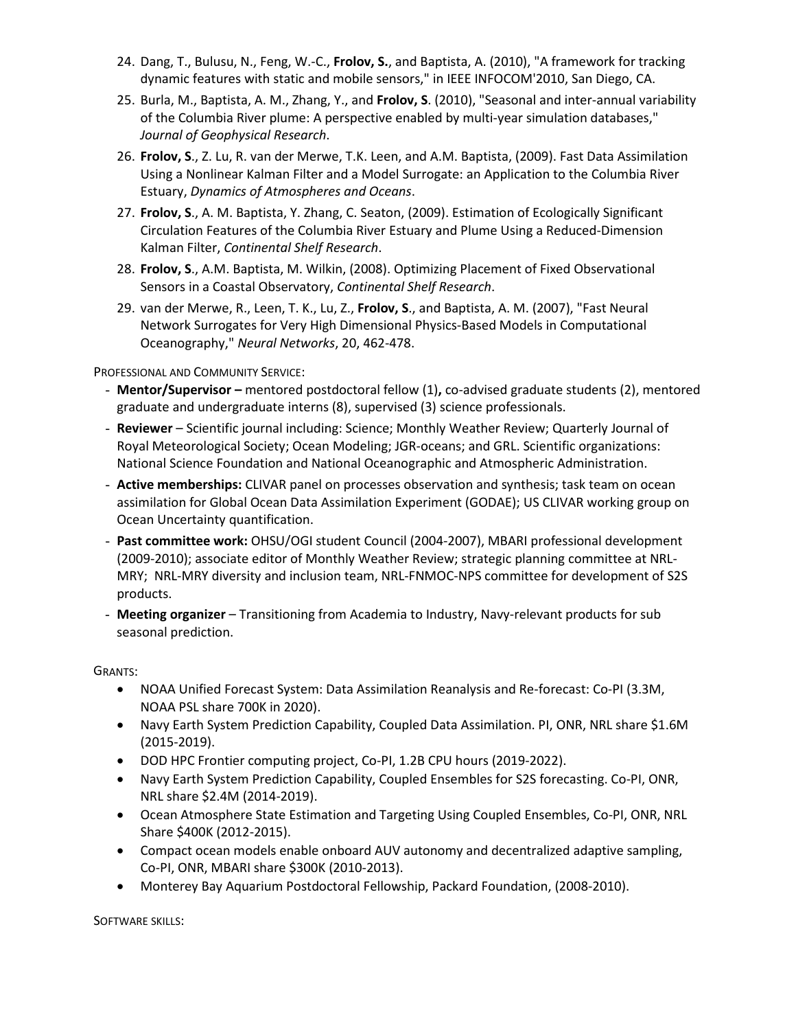24. Dang, T., Bulusu, N., Feng, W.-C., **Frolov, S.**, and Baptista, A. (2010), "A framework for tracking dynamic features with static and mobile sensors," in IEEE INFOCOM'2010, San Diego, CA.
25. Burla, M., Baptista, A. M., Zhang, Y., and **Frolov, S**. (2010), "Seasonal and inter-annual variability of the Columbia River plume: A perspective enabled by multi-year simulation databases," *Journal of Geophysical Research*.
26. **Frolov, S**., Z. Lu, R. van der Merwe, T.K. Leen, and A.M. Baptista, (2009). Fast Data Assimilation Using a Nonlinear Kalman Filter and a Model Surrogate: an Application to the Columbia River Estuary, *Dynamics of Atmospheres and Oceans*.
27. **Frolov, S**., A. M. Baptista, Y. Zhang, C. Seaton, (2009). Estimation of Ecologically Significant Circulation Features of the Columbia River Estuary and Plume Using a Reduced-Dimension Kalman Filter, *Continental Shelf Research*.
28. **Frolov, S**., A.M. Baptista, M. Wilkin, (2008). Optimizing Placement of Fixed Observational Sensors in a Coastal Observatory, *Continental Shelf Research*.
29. van der Merwe, R., Leen, T. K., Lu, Z., **Frolov, S**., and Baptista, A. M. (2007), "Fast Neural Network Surrogates for Very High Dimensional Physics-Based Models in Computational Oceanography," *Neural Networks*, 20, 462-478.

PROFESSIONAL AND COMMUNITY SERVICE:

- **Mentor/Supervisor –** mentored postdoctoral fellow (1)**,** co-advised graduate students (2), mentored graduate and undergraduate interns (8), supervised (3) science professionals.
- **Reviewer** – Scientific journal including: Science; Monthly Weather Review; Quarterly Journal of Royal Meteorological Society; Ocean Modeling; JGR-oceans; and GRL. Scientific organizations: National Science Foundation and National Oceanographic and Atmospheric Administration.
- **Active memberships:** CLIVAR panel on processes observation and synthesis; task team on ocean assimilation for Global Ocean Data Assimilation Experiment (GODAE); US CLIVAR working group on Ocean Uncertainty quantification.
- **Past committee work:** OHSU/OGI student Council (2004-2007), MBARI professional development (2009-2010); associate editor of Monthly Weather Review; strategic planning committee at NRL-MRY; NRL-MRY diversity and inclusion team, NRL-FNMOC-NPS committee for development of S2S products.
- **Meeting organizer** – Transitioning from Academia to Industry, Navy-relevant products for sub seasonal prediction.

GRANTS:

- NOAA Unified Forecast System: Data Assimilation Reanalysis and Re-forecast: Co-PI (3.3M, NOAA PSL share 700K in 2020).
- Navy Earth System Prediction Capability, Coupled Data Assimilation. PI, ONR, NRL share $1.6M (2015-2019).
- DOD HPC Frontier computing project, Co-PI, 1.2B CPU hours (2019-2022).
- Navy Earth System Prediction Capability, Coupled Ensembles for S2S forecasting. Co-PI, ONR, NRL share $2.4M (2014-2019).
- Ocean Atmosphere State Estimation and Targeting Using Coupled Ensembles, Co-PI, ONR, NRL Share $400K (2012-2015).
- Compact ocean models enable onboard AUV autonomy and decentralized adaptive sampling, Co-PI, ONR, MBARI share $300K (2010-2013).
- Monterey Bay Aquarium Postdoctoral Fellowship, Packard Foundation, (2008-2010).

SOFTWARE SKILLS: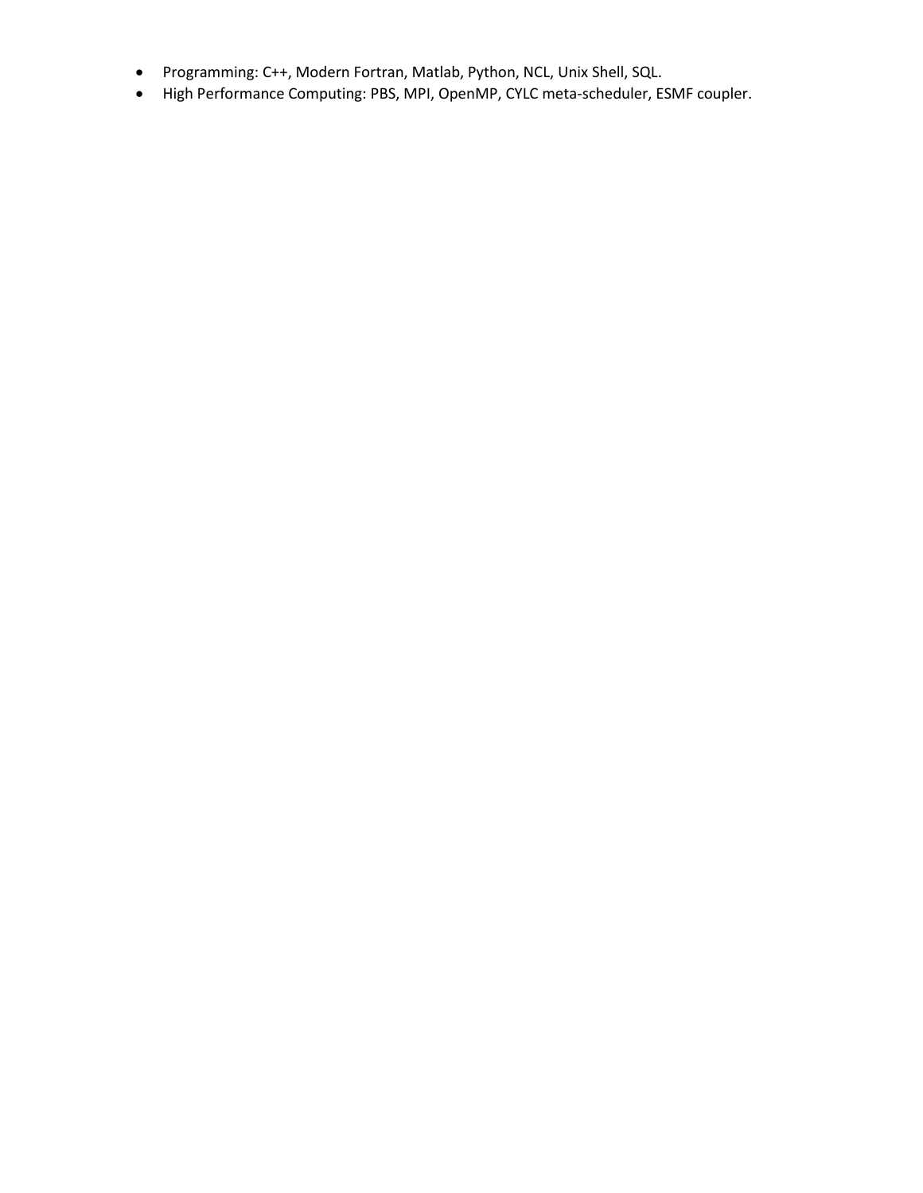- Programming: C++, Modern Fortran, Matlab, Python, NCL, Unix Shell, SQL.
- High Performance Computing: PBS, MPI, OpenMP, CYLC meta-scheduler, ESMF coupler.